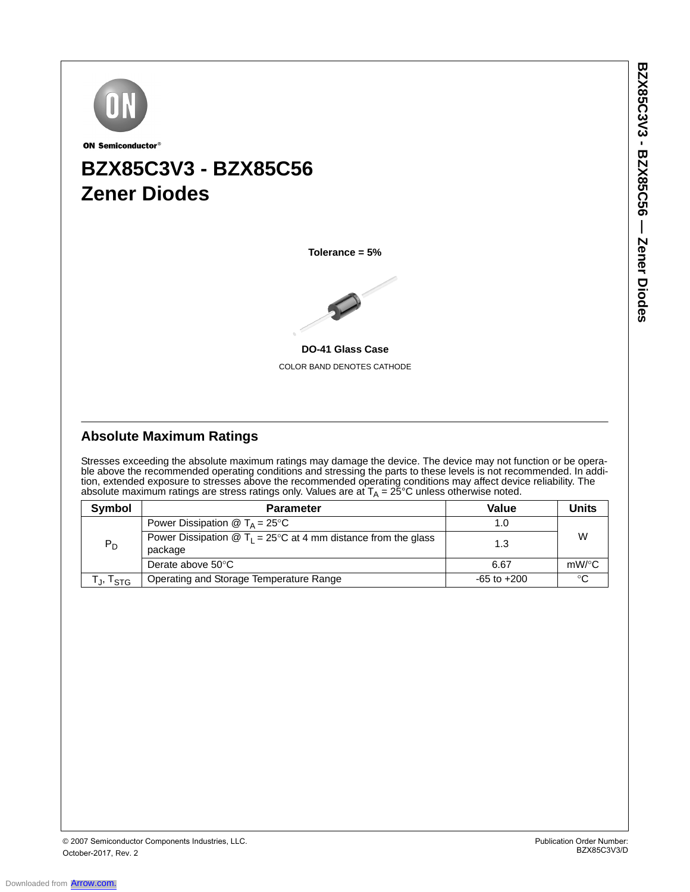ON Semiconductor®

# BZX85C3V3 - BZX85C56
# Zener Diodes

**Tolerance = 5%**

**DO-41 Glass Case**

COLOR BAND DENOTES CATHODE

## Absolute Maximum Ratings

Stresses exceeding the absolute maximum ratings may damage the device. The device may not function or be operable above the recommended operating conditions and stressing the parts to these levels is not recommended. In addition, extended exposure to stresses above the recommended operating conditions may affect device reliability. The absolute maximum ratings are stress ratings only. Values are at $T_A$ = 25°C unless otherwise noted.

| Symbol | Parameter | Value | Units |
|---|---|---|---|
| $P_D$ | Power Dissipation @ $T_A$ = 25°C | 1.0 | W |
| | Power Dissipation @ $T_L$ = 25°C at 4 mm distance from the glass package | 1.3 | |
| | Derate above 50°C | 6.67 | mW/°C |
| $T_J$, $T_{STG}$ | Operating and Storage Temperature Range | -65 to +200 | °C |

© 2007 Semiconductor Components Industries, LLC.
October-2017, Rev. 2

Publication Order Number:
BZX85C3V3/D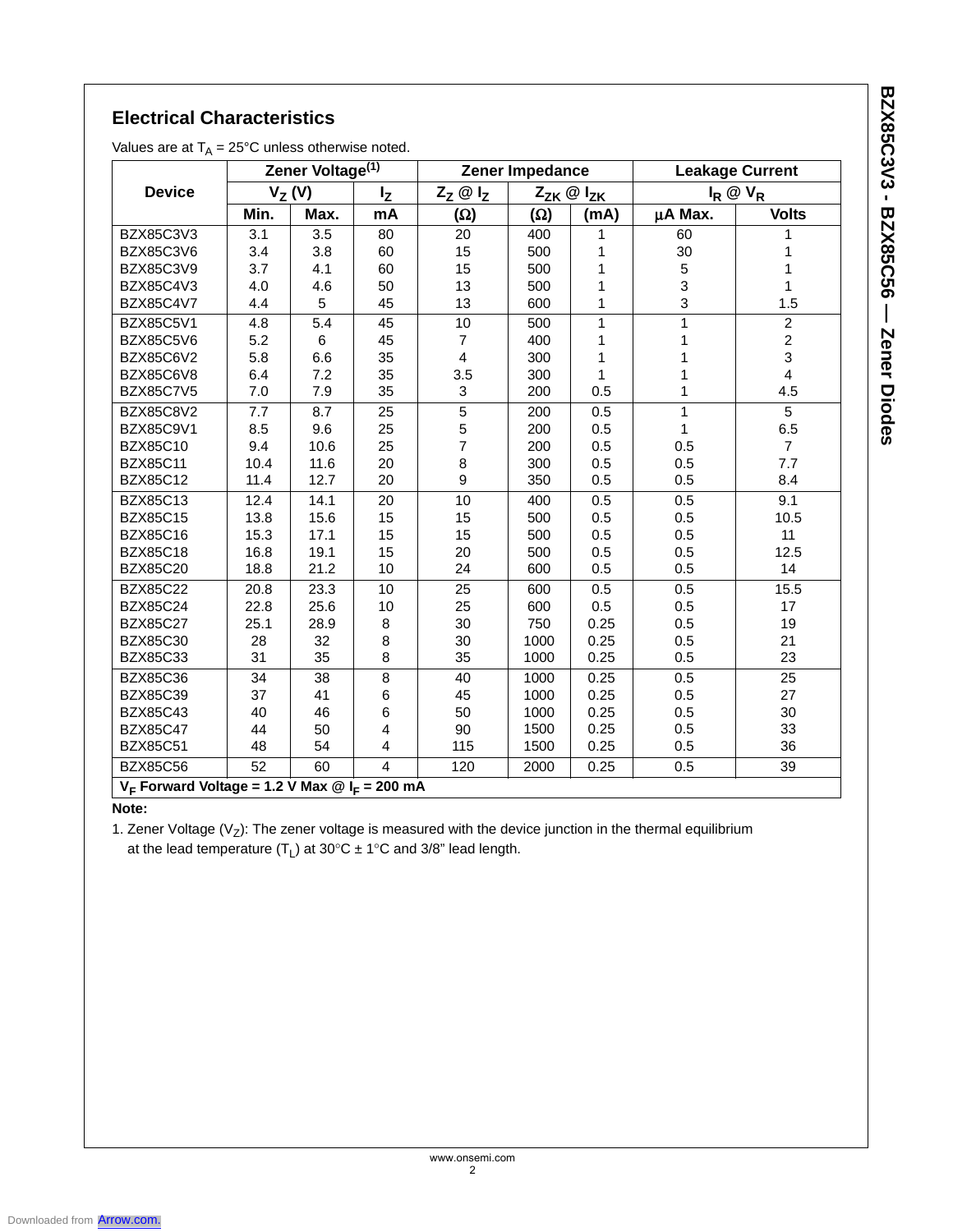## Electrical Characteristics

Values are at $T_A$ = 25°C unless otherwise noted.

| Device | Zener Voltage[1] | | | Zener Impedance | | | Leakage Current | |
|---|---|---|---|---|---|---|---|---|
| | $V_Z$ (V) | | $I_Z$ | $Z_Z$ @ $I_Z$ | $Z_{ZK}$ @ $I_{ZK}$ | | $I_R$ @ $V_R$ | |
| | Min. | Max. | mA | (Ω) | (Ω) | (mA) | µA Max. | Volts |
| BZX85C3V3 | 3.1 | 3.5 | 80 | 20 | 400 | 1 | 60 | 1 |
| BZX85C3V6 | 3.4 | 3.8 | 60 | 15 | 500 | 1 | 30 | 1 |
| BZX85C3V9 | 3.7 | 4.1 | 60 | 15 | 500 | 1 | 5 | 1 |
| BZX85C4V3 | 4.0 | 4.6 | 50 | 13 | 500 | 1 | 3 | 1 |
| BZX85C4V7 | 4.4 | 5 | 45 | 13 | 600 | 1 | 3 | 1.5 |
| BZX85C5V1 | 4.8 | 5.4 | 45 | 10 | 500 | 1 | 1 | 2 |
| BZX85C5V6 | 5.2 | 6 | 45 | 7 | 400 | 1 | 1 | 2 |
| BZX85C6V2 | 5.8 | 6.6 | 35 | 4 | 300 | 1 | 1 | 3 |
| BZX85C6V8 | 6.4 | 7.2 | 35 | 3.5 | 300 | 1 | 1 | 4 |
| BZX85C7V5 | 7.0 | 7.9 | 35 | 3 | 200 | 0.5 | 1 | 4.5 |
| BZX85C8V2 | 7.7 | 8.7 | 25 | 5 | 200 | 0.5 | 1 | 5 |
| BZX85C9V1 | 8.5 | 9.6 | 25 | 5 | 200 | 0.5 | 1 | 6.5 |
| BZX85C10 | 9.4 | 10.6 | 25 | 7 | 200 | 0.5 | 0.5 | 7 |
| BZX85C11 | 10.4 | 11.6 | 20 | 8 | 300 | 0.5 | 0.5 | 7.7 |
| BZX85C12 | 11.4 | 12.7 | 20 | 9 | 350 | 0.5 | 0.5 | 8.4 |
| BZX85C13 | 12.4 | 14.1 | 20 | 10 | 400 | 0.5 | 0.5 | 9.1 |
| BZX85C15 | 13.8 | 15.6 | 15 | 15 | 500 | 0.5 | 0.5 | 10.5 |
| BZX85C16 | 15.3 | 17.1 | 15 | 15 | 500 | 0.5 | 0.5 | 11 |
| BZX85C18 | 16.8 | 19.1 | 15 | 20 | 500 | 0.5 | 0.5 | 12.5 |
| BZX85C20 | 18.8 | 21.2 | 10 | 24 | 600 | 0.5 | 0.5 | 14 |
| BZX85C22 | 20.8 | 23.3 | 10 | 25 | 600 | 0.5 | 0.5 | 15.5 |
| BZX85C24 | 22.8 | 25.6 | 10 | 25 | 600 | 0.5 | 0.5 | 17 |
| BZX85C27 | 25.1 | 28.9 | 8 | 30 | 750 | 0.25 | 0.5 | 19 |
| BZX85C30 | 28 | 32 | 8 | 30 | 1000 | 0.25 | 0.5 | 21 |
| BZX85C33 | 31 | 35 | 8 | 35 | 1000 | 0.25 | 0.5 | 23 |
| BZX85C36 | 34 | 38 | 8 | 40 | 1000 | 0.25 | 0.5 | 25 |
| BZX85C39 | 37 | 41 | 6 | 45 | 1000 | 0.25 | 0.5 | 27 |
| BZX85C43 | 40 | 46 | 6 | 50 | 1000 | 0.25 | 0.5 | 30 |
| BZX85C47 | 44 | 50 | 4 | 90 | 1500 | 0.25 | 0.5 | 33 |
| BZX85C51 | 48 | 54 | 4 | 115 | 1500 | 0.25 | 0.5 | 36 |
| BZX85C56 | 52 | 60 | 4 | 120 | 2000 | 0.25 | 0.5 | 39 |
| **$V_F$ Forward Voltage = 1.2 V Max @ $I_F$ = 200 mA** | | | | | | | | |

**Note:**

1. Zener Voltage ($V_Z$): The zener voltage is measured with the device junction in the thermal equilibrium at the lead temperature ($T_L$) at 30°C ± 1°C and 3/8" lead length.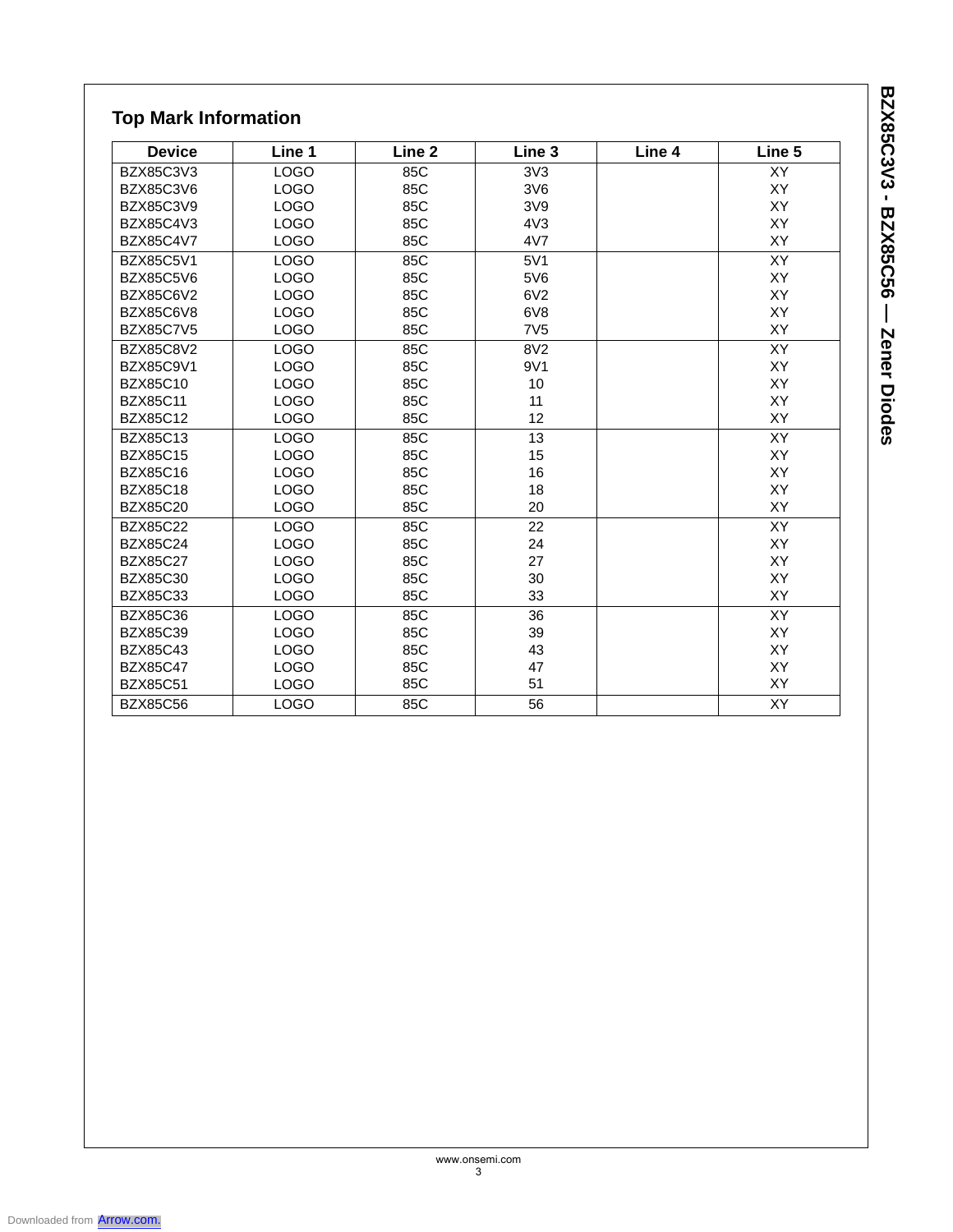## Top Mark Information

| Device | Line 1 | Line 2 | Line 3 | Line 4 | Line 5 |
|---|---|---|---|---|---|
| BZX85C3V3 | LOGO | 85C | 3V3 | | XY |
| BZX85C3V6 | LOGO | 85C | 3V6 | | XY |
| BZX85C3V9 | LOGO | 85C | 3V9 | | XY |
| BZX85C4V3 | LOGO | 85C | 4V3 | | XY |
| BZX85C4V7 | LOGO | 85C | 4V7 | | XY |
| BZX85C5V1 | LOGO | 85C | 5V1 | | XY |
| BZX85C5V6 | LOGO | 85C | 5V6 | | XY |
| BZX85C6V2 | LOGO | 85C | 6V2 | | XY |
| BZX85C6V8 | LOGO | 85C | 6V8 | | XY |
| BZX85C7V5 | LOGO | 85C | 7V5 | | XY |
| BZX85C8V2 | LOGO | 85C | 8V2 | | XY |
| BZX85C9V1 | LOGO | 85C | 9V1 | | XY |
| BZX85C10 | LOGO | 85C | 10 | | XY |
| BZX85C11 | LOGO | 85C | 11 | | XY |
| BZX85C12 | LOGO | 85C | 12 | | XY |
| BZX85C13 | LOGO | 85C | 13 | | XY |
| BZX85C15 | LOGO | 85C | 15 | | XY |
| BZX85C16 | LOGO | 85C | 16 | | XY |
| BZX85C18 | LOGO | 85C | 18 | | XY |
| BZX85C20 | LOGO | 85C | 20 | | XY |
| BZX85C22 | LOGO | 85C | 22 | | XY |
| BZX85C24 | LOGO | 85C | 24 | | XY |
| BZX85C27 | LOGO | 85C | 27 | | XY |
| BZX85C30 | LOGO | 85C | 30 | | XY |
| BZX85C33 | LOGO | 85C | 33 | | XY |
| BZX85C36 | LOGO | 85C | 36 | | XY |
| BZX85C39 | LOGO | 85C | 39 | | XY |
| BZX85C43 | LOGO | 85C | 43 | | XY |
| BZX85C47 | LOGO | 85C | 47 | | XY |
| BZX85C51 | LOGO | 85C | 51 | | XY |
| BZX85C56 | LOGO | 85C | 56 | | XY |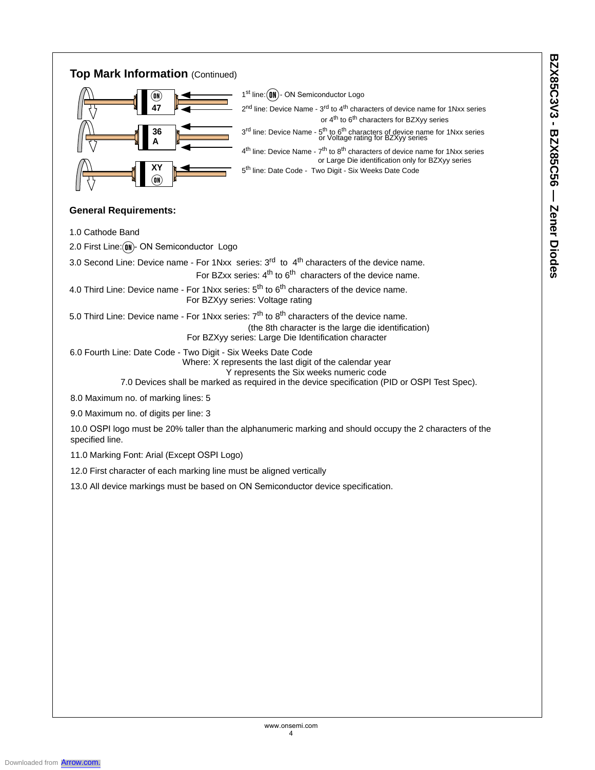## Top Mark Information (Continued)

1st line: (ON) - ON Semiconductor Logo

2nd line: Device Name - 3rd to 4th characters of device name for 1Nxx series or 4th to 6th characters for BZXyy series

3rd line: Device Name - 5th to 6th characters of device name for 1Nxx series or Voltage rating for BZXyy series

4th line: Device Name - 7th to 8th characters of device name for 1Nxx series or Large Die identification only for BZXyy series

5th line: Date Code - Two Digit - Six Weeks Date Code

### General Requirements:

1.0 Cathode Band

2.0 First Line: (ON) - ON Semiconductor Logo

3.0 Second Line: Device name - For 1Nxx series: 3rd to 4th characters of the device name.
For BZxx series: 4th to 6th characters of the device name.

4.0 Third Line: Device name - For 1Nxx series: 5th to 6th characters of the device name.
For BZXyy series: Voltage rating

5.0 Third Line: Device name - For 1Nxx series: 7th to 8th characters of the device name.
(the 8th character is the large die identification)
For BZXyy series: Large Die Identification character

6.0 Fourth Line: Date Code - Two Digit - Six Weeks Date Code
Where: X represents the last digit of the calendar year
Y represents the Six weeks numeric code

7.0 Devices shall be marked as required in the device specification (PID or OSPI Test Spec).

8.0 Maximum no. of marking lines: 5

9.0 Maximum no. of digits per line: 3

10.0 OSPI logo must be 20% taller than the alphanumeric marking and should occupy the 2 characters of the specified line.

11.0 Marking Font: Arial (Except OSPI Logo)

12.0 First character of each marking line must be aligned vertically

13.0 All device markings must be based on ON Semiconductor device specification.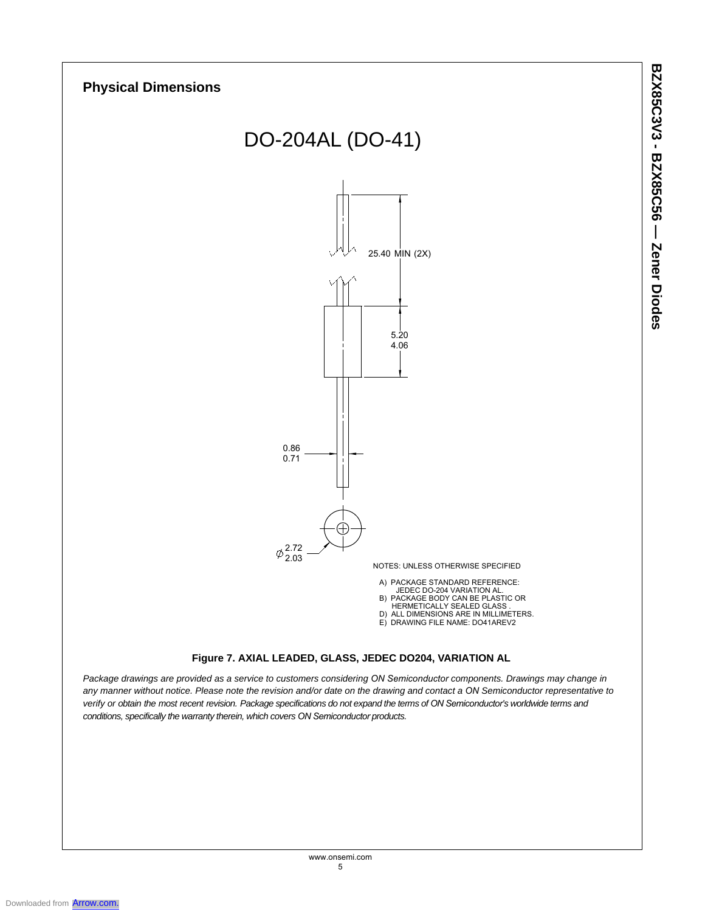## Physical Dimensions

# DO-204AL (DO-41)

25.40 MIN (2X)

5.20
4.06

0.86
0.71

Ø 2.72
2.03

NOTES: UNLESS OTHERWISE SPECIFIED

A) PACKAGE STANDARD REFERENCE: JEDEC DO-204 VARIATION AL.
B) PACKAGE BODY CAN BE PLASTIC OR HERMETICALLY SEALED GLASS .
D) ALL DIMENSIONS ARE IN MILLIMETERS.
E) DRAWING FILE NAME: DO41AREV2

**Figure 7. AXIAL LEADED, GLASS, JEDEC DO204, VARIATION AL**

*Package drawings are provided as a service to customers considering ON Semiconductor components. Drawings may change in any manner without notice. Please note the revision and/or date on the drawing and contact a ON Semiconductor representative to verify or obtain the most recent revision. Package specifications do not expand the terms of ON Semiconductor's worldwide terms and conditions, specifically the warranty therein, which covers ON Semiconductor products.*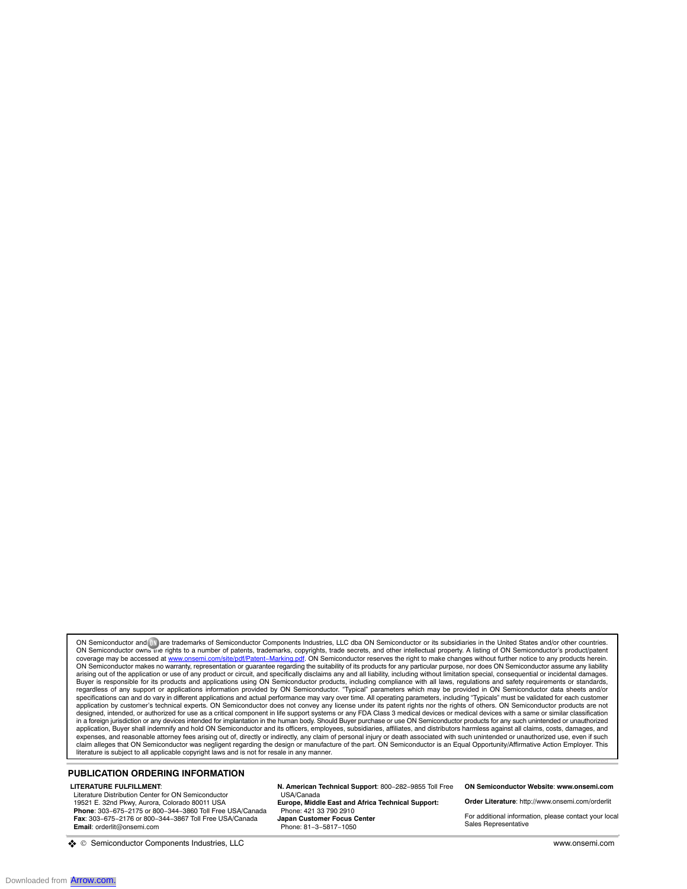ON Semiconductor and ON are trademarks of Semiconductor Components Industries, LLC dba ON Semiconductor or its subsidiaries in the United States and/or other countries. ON Semiconductor owns the rights to a number of patents, trademarks, copyrights, trade secrets, and other intellectual property. A listing of ON Semiconductor's product/patent coverage may be accessed at www.onsemi.com/site/pdf/Patent−Marking.pdf. ON Semiconductor reserves the right to make changes without further notice to any products herein. ON Semiconductor makes no warranty, representation or guarantee regarding the suitability of its products for any particular purpose, nor does ON Semiconductor assume any liability arising out of the application or use of any product or circuit, and specifically disclaims any and all liability, including without limitation special, consequential or incidental damages. Buyer is responsible for its products and applications using ON Semiconductor products, including compliance with all laws, regulations and safety requirements or standards, regardless of any support or applications information provided by ON Semiconductor. "Typical" parameters which may be provided in ON Semiconductor data sheets and/or specifications can and do vary in different applications and actual performance may vary over time. All operating parameters, including "Typicals" must be validated for each customer application by customer's technical experts. ON Semiconductor does not convey any license under its patent rights nor the rights of others. ON Semiconductor products are not designed, intended, or authorized for use as a critical component in life support systems or any FDA Class 3 medical devices or medical devices with a same or similar classification in a foreign jurisdiction or any devices intended for implantation in the human body. Should Buyer purchase or use ON Semiconductor products for any such unintended or unauthorized application, Buyer shall indemnify and hold ON Semiconductor and its officers, employees, subsidiaries, affiliates, and distributors harmless against all claims, costs, damages, and expenses, and reasonable attorney fees arising out of, directly or indirectly, any claim of personal injury or death associated with such unintended or unauthorized use, even if such claim alleges that ON Semiconductor was negligent regarding the design or manufacture of the part. ON Semiconductor is an Equal Opportunity/Affirmative Action Employer. This literature is subject to all applicable copyright laws and is not for resale in any manner.

## PUBLICATION ORDERING INFORMATION

**LITERATURE FULFILLMENT**:
Literature Distribution Center for ON Semiconductor
19521 E. 32nd Pkwy, Aurora, Colorado 80011 USA
**Phone**: 303−675−2175 or 800−344−3860 Toll Free USA/Canada
**Fax**: 303−675−2176 or 800−344−3867 Toll Free USA/Canada
**Email**: orderlit@onsemi.com

**N. American Technical Support**: 800−282−9855 Toll Free USA/Canada
**Europe, Middle East and Africa Technical Support:**
Phone: 421 33 790 2910
**Japan Customer Focus Center**
Phone: 81−3−5817−1050

**ON Semiconductor Website**: **www.onsemi.com**

**Order Literature**: http://www.onsemi.com/orderlit

For additional information, please contact your local Sales Representative

© Semiconductor Components Industries, LLC

www.onsemi.com

Downloaded from Arrow.com.